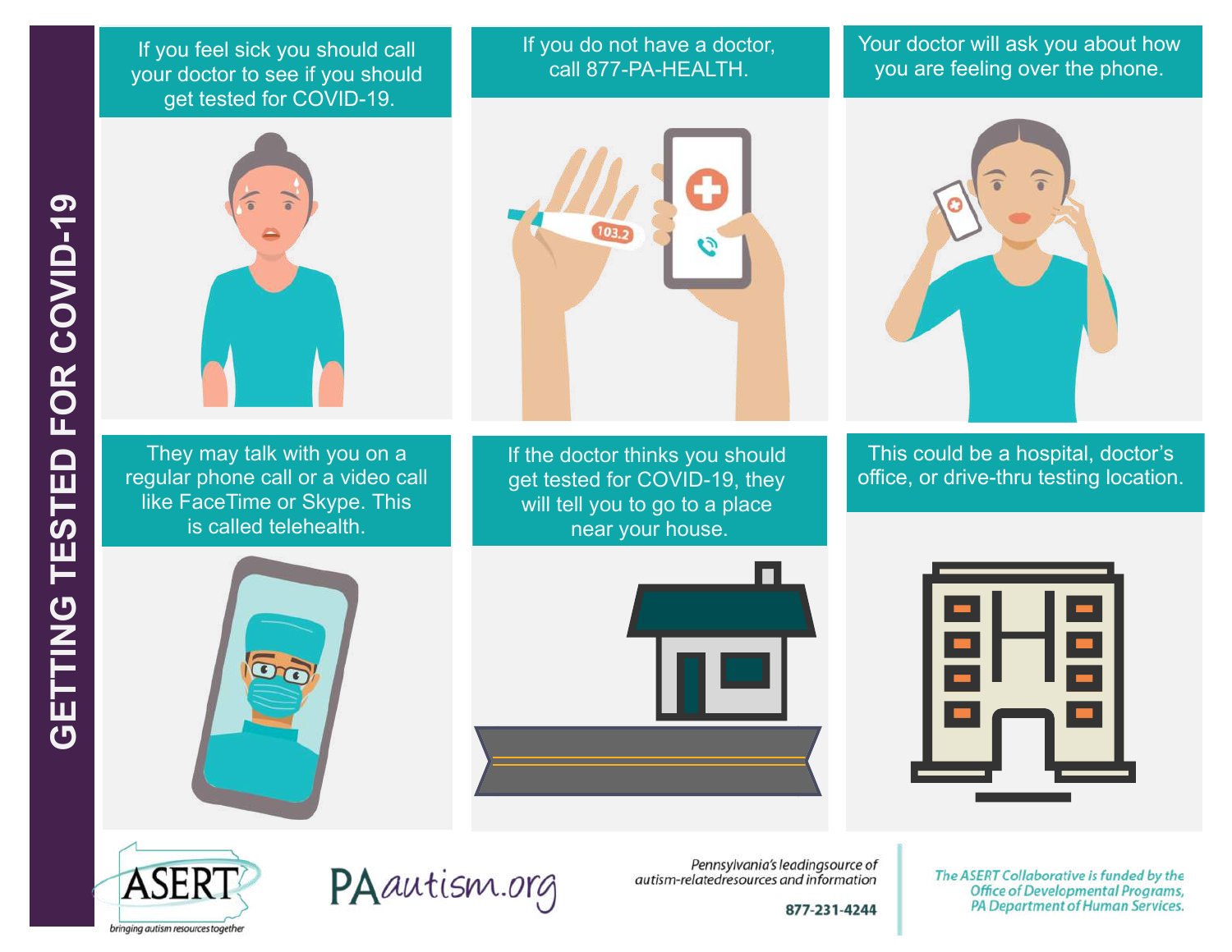# GETTING TESTED FOR COVID-19

If you feel sick you should call your doctor to see if you should get tested for COVID-19.

If you do not have a doctor, call 877-PA-HEALTH.

Your doctor will ask you about how you are feeling over the phone.

They may talk with you on a regular phone call or a video call like FaceTime or Skype. This is called telehealth.

If the doctor thinks you should get tested for COVID-19, they will tell you to go to a place near your house.

This could be a hospital, doctor's office, or drive-thru testing location.

ASERT — bringing autism resources together

PAautism.org

*Pennsylvania's leading source of autism-related resources and information*

**877-231-4244**

*The ASERT Collaborative is funded by the Office of Developmental Programs, PA Department of Human Services.*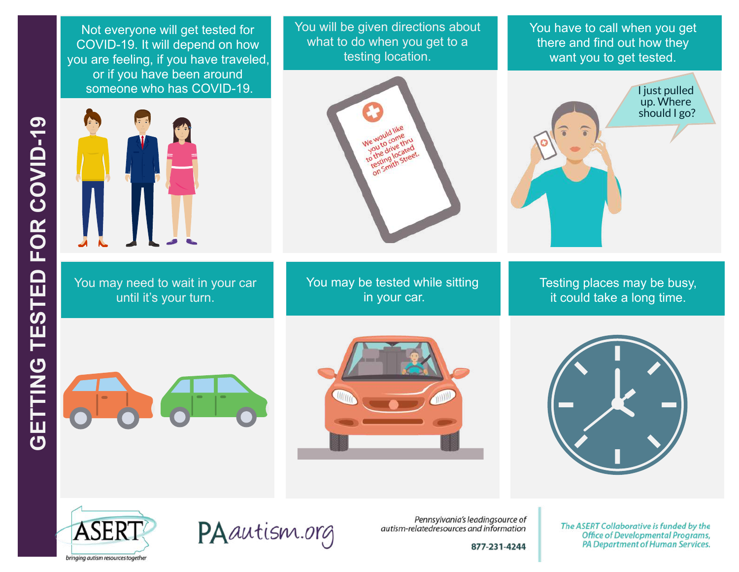# GETTING TESTED FOR COVID-19

Not everyone will get tested for COVID-19. It will depend on how you are feeling, if you have traveled, or if you have been around someone who has COVID-19.

You will be given directions about what to do when you get to a testing location.

We would like you to come to the drive thru testing located on Smith Street.

You have to call when you get there and find out how they want you to get tested.

I just pulled up. Where should I go?

You may need to wait in your car until it's your turn.

You may be tested while sitting in your car.

Testing places may be busy, it could take a long time.

ASERT — bringing autism resources together

PAautism.org

Pennsylvania's leading source of autism-related resources and information

877-231-4244

*The ASERT Collaborative is funded by the Office of Developmental Programs, PA Department of Human Services.*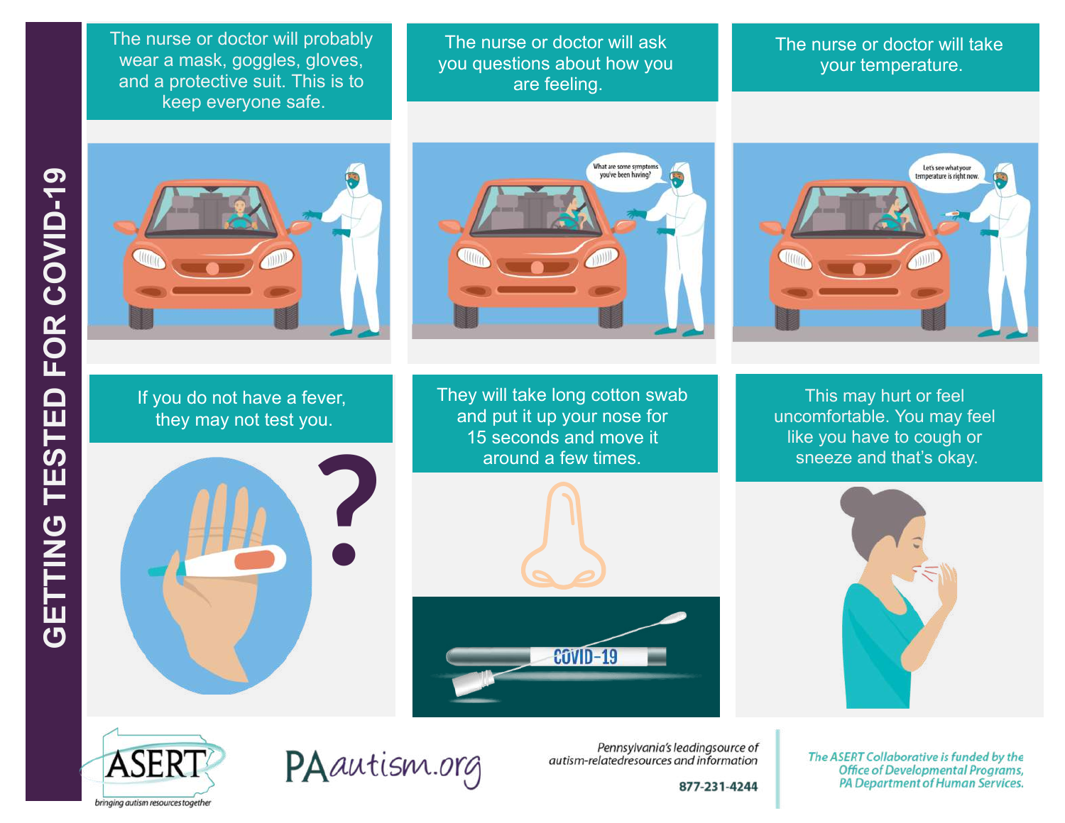# GETTING TESTED FOR COVID-19

The nurse or doctor will probably wear a mask, goggles, gloves, and a protective suit. This is to keep everyone safe.

The nurse or doctor will ask you questions about how you are feeling.

The nurse or doctor will take your temperature.

If you do not have a fever, they may not test you.

They will take long cotton swab and put it up your nose for 15 seconds and move it around a few times.

This may hurt or feel uncomfortable. You may feel like you have to cough or sneeze and that's okay.

ASERT — bringing autism resources together

PAautism.org

*Pennsylvania's leading source of autism-related resources and information*

877-231-4244

*The ASERT Collaborative is funded by the Office of Developmental Programs, PA Department of Human Services.*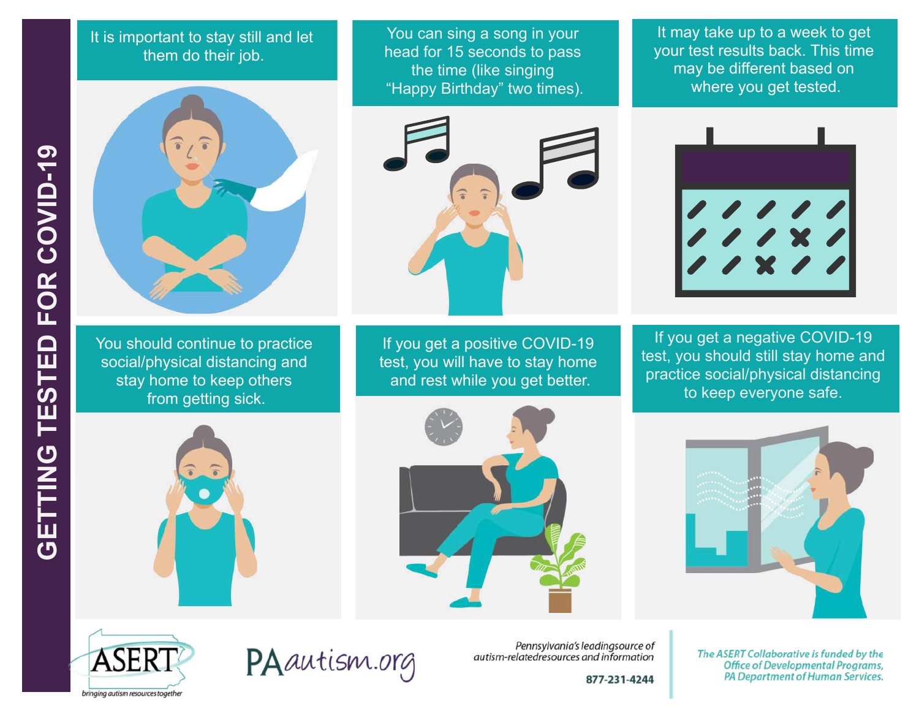# GETTING TESTED FOR COVID-19

It is important to stay still and let them do their job.

You can sing a song in your head for 15 seconds to pass the time (like singing "Happy Birthday" two times).

It may take up to a week to get your test results back. This time may be different based on where you get tested.

You should continue to practice social/physical distancing and stay home to keep others from getting sick.

If you get a positive COVID-19 test, you will have to stay home and rest while you get better.

If you get a negative COVID-19 test, you should still stay home and practice social/physical distancing to keep everyone safe.

ASERT
bringing autism resources together

PAautism.org

*Pennsylvania's leading source of autism-related resources and information*

877-231-4244

*The ASERT Collaborative is funded by the Office of Developmental Programs, PA Department of Human Services.*